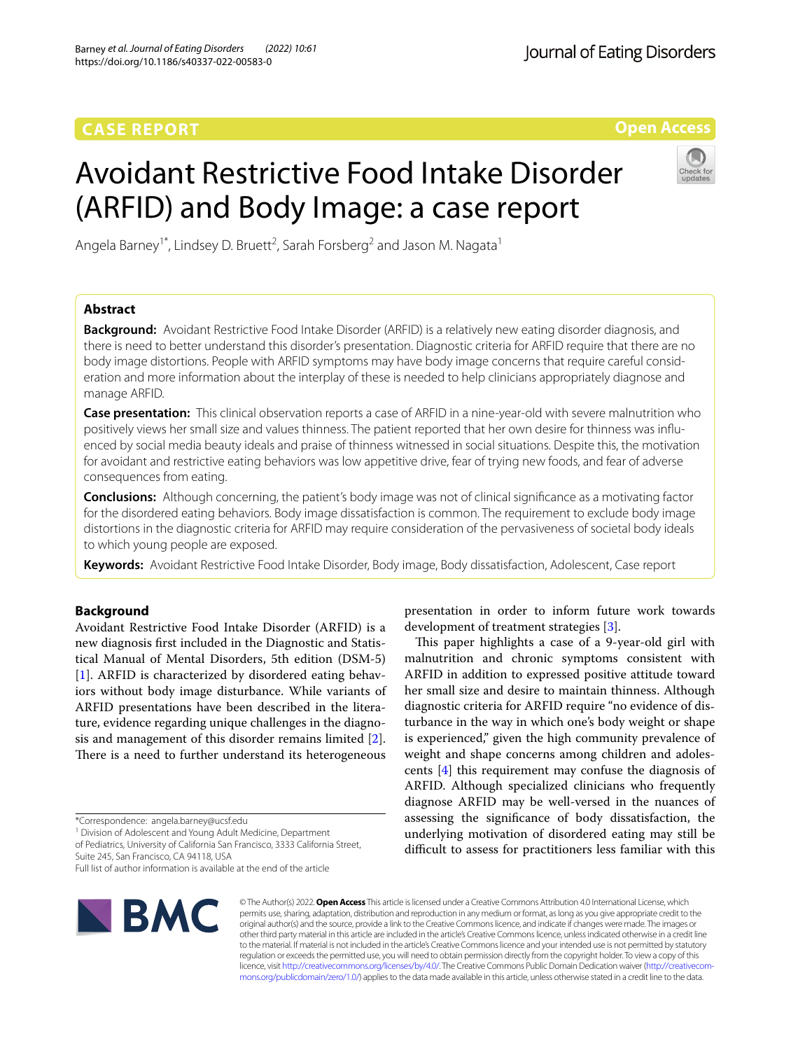CASE REPORT

Open Access

# Avoidant Restrictive Food Intake Disorder (ARFID) and Body Image: a case report

Angela Barney[1*], Lindsey D. Bruett[2], Sarah Forsberg[2] and Jason M. Nagata[1]

## Abstract

**Background:** Avoidant Restrictive Food Intake Disorder (ARFID) is a relatively new eating disorder diagnosis, and there is need to better understand this disorder's presentation. Diagnostic criteria for ARFID require that there are no body image distortions. People with ARFID symptoms may have body image concerns that require careful consideration and more information about the interplay of these is needed to help clinicians appropriately diagnose and manage ARFID.

**Case presentation:** This clinical observation reports a case of ARFID in a nine-year-old with severe malnutrition who positively views her small size and values thinness. The patient reported that her own desire for thinness was influenced by social media beauty ideals and praise of thinness witnessed in social situations. Despite this, the motivation for avoidant and restrictive eating behaviors was low appetitive drive, fear of trying new foods, and fear of adverse consequences from eating.

**Conclusions:** Although concerning, the patient's body image was not of clinical significance as a motivating factor for the disordered eating behaviors. Body image dissatisfaction is common. The requirement to exclude body image distortions in the diagnostic criteria for ARFID may require consideration of the pervasiveness of societal body ideals to which young people are exposed.

**Keywords:** Avoidant Restrictive Food Intake Disorder, Body image, Body dissatisfaction, Adolescent, Case report

## Background

Avoidant Restrictive Food Intake Disorder (ARFID) is a new diagnosis first included in the Diagnostic and Statistical Manual of Mental Disorders, 5th edition (DSM-5) [1]. ARFID is characterized by disordered eating behaviors without body image disturbance. While variants of ARFID presentations have been described in the literature, evidence regarding unique challenges in the diagnosis and management of this disorder remains limited [2]. There is a need to further understand its heterogeneous presentation in order to inform future work towards development of treatment strategies [3].

This paper highlights a case of a 9-year-old girl with malnutrition and chronic symptoms consistent with ARFID in addition to expressed positive attitude toward her small size and desire to maintain thinness. Although diagnostic criteria for ARFID require "no evidence of disturbance in the way in which one's body weight or shape is experienced," given the high community prevalence of weight and shape concerns among children and adolescents [4] this requirement may confuse the diagnosis of ARFID. Although specialized clinicians who frequently diagnose ARFID may be well-versed in the nuances of assessing the significance of body dissatisfaction, the underlying motivation of disordered eating may still be difficult to assess for practitioners less familiar with this

*Correspondence: angela.barney@ucsf.edu
[1] Division of Adolescent and Young Adult Medicine, Department of Pediatrics, University of California San Francisco, 3333 California Street, Suite 245, San Francisco, CA 94118, USA
Full list of author information is available at the end of the article

© The Author(s) 2022. **Open Access** This article is licensed under a Creative Commons Attribution 4.0 International License, which permits use, sharing, adaptation, distribution and reproduction in any medium or format, as long as you give appropriate credit to the original author(s) and the source, provide a link to the Creative Commons licence, and indicate if changes were made. The images or other third party material in this article are included in the article's Creative Commons licence, unless indicated otherwise in a credit line to the material. If material is not included in the article's Creative Commons licence and your intended use is not permitted by statutory regulation or exceeds the permitted use, you will need to obtain permission directly from the copyright holder. To view a copy of this licence, visit http://creativecommons.org/licenses/by/4.0/. The Creative Commons Public Domain Dedication waiver (http://creativecommons.org/publicdomain/zero/1.0/) applies to the data made available in this article, unless otherwise stated in a credit line to the data.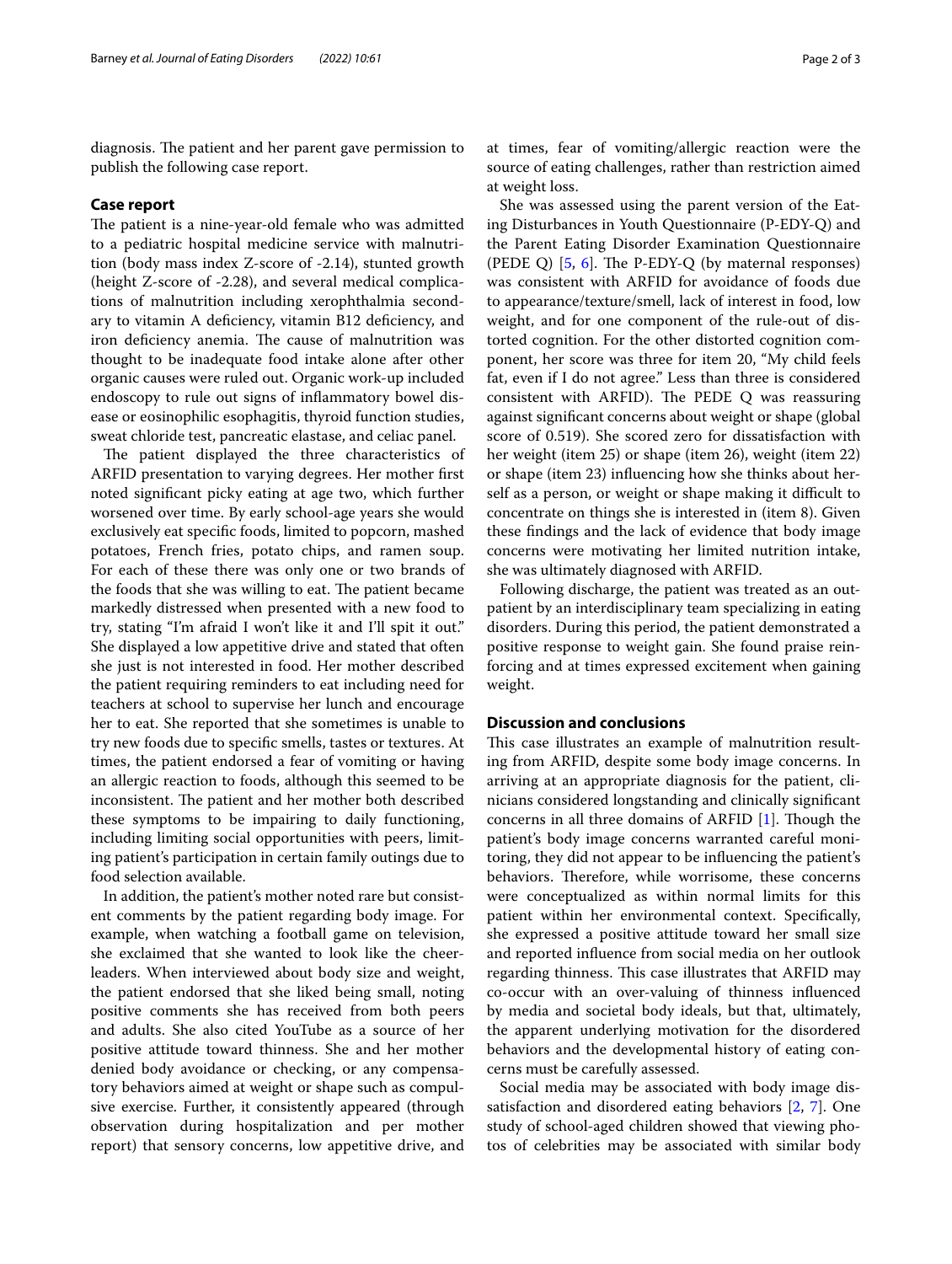diagnosis. The patient and her parent gave permission to publish the following case report.

## Case report

The patient is a nine-year-old female who was admitted to a pediatric hospital medicine service with malnutrition (body mass index Z-score of -2.14), stunted growth (height Z-score of -2.28), and several medical complications of malnutrition including xerophthalmia secondary to vitamin A deficiency, vitamin B12 deficiency, and iron deficiency anemia. The cause of malnutrition was thought to be inadequate food intake alone after other organic causes were ruled out. Organic work-up included endoscopy to rule out signs of inflammatory bowel disease or eosinophilic esophagitis, thyroid function studies, sweat chloride test, pancreatic elastase, and celiac panel.

The patient displayed the three characteristics of ARFID presentation to varying degrees. Her mother first noted significant picky eating at age two, which further worsened over time. By early school-age years she would exclusively eat specific foods, limited to popcorn, mashed potatoes, French fries, potato chips, and ramen soup. For each of these there was only one or two brands of the foods that she was willing to eat. The patient became markedly distressed when presented with a new food to try, stating "I'm afraid I won't like it and I'll spit it out." She displayed a low appetitive drive and stated that often she just is not interested in food. Her mother described the patient requiring reminders to eat including need for teachers at school to supervise her lunch and encourage her to eat. She reported that she sometimes is unable to try new foods due to specific smells, tastes or textures. At times, the patient endorsed a fear of vomiting or having an allergic reaction to foods, although this seemed to be inconsistent. The patient and her mother both described these symptoms to be impairing to daily functioning, including limiting social opportunities with peers, limiting patient's participation in certain family outings due to food selection available.

In addition, the patient's mother noted rare but consistent comments by the patient regarding body image. For example, when watching a football game on television, she exclaimed that she wanted to look like the cheerleaders. When interviewed about body size and weight, the patient endorsed that she liked being small, noting positive comments she has received from both peers and adults. She also cited YouTube as a source of her positive attitude toward thinness. She and her mother denied body avoidance or checking, or any compensatory behaviors aimed at weight or shape such as compulsive exercise. Further, it consistently appeared (through observation during hospitalization and per mother report) that sensory concerns, low appetitive drive, and at times, fear of vomiting/allergic reaction were the source of eating challenges, rather than restriction aimed at weight loss.

She was assessed using the parent version of the Eating Disturbances in Youth Questionnaire (P-EDY-Q) and the Parent Eating Disorder Examination Questionnaire (PEDE Q) [5, 6]. The P-EDY-Q (by maternal responses) was consistent with ARFID for avoidance of foods due to appearance/texture/smell, lack of interest in food, low weight, and for one component of the rule-out of distorted cognition. For the other distorted cognition component, her score was three for item 20, "My child feels fat, even if I do not agree." Less than three is considered consistent with ARFID). The PEDE Q was reassuring against significant concerns about weight or shape (global score of 0.519). She scored zero for dissatisfaction with her weight (item 25) or shape (item 26), weight (item 22) or shape (item 23) influencing how she thinks about herself as a person, or weight or shape making it difficult to concentrate on things she is interested in (item 8). Given these findings and the lack of evidence that body image concerns were motivating her limited nutrition intake, she was ultimately diagnosed with ARFID.

Following discharge, the patient was treated as an outpatient by an interdisciplinary team specializing in eating disorders. During this period, the patient demonstrated a positive response to weight gain. She found praise reinforcing and at times expressed excitement when gaining weight.

## Discussion and conclusions

This case illustrates an example of malnutrition resulting from ARFID, despite some body image concerns. In arriving at an appropriate diagnosis for the patient, clinicians considered longstanding and clinically significant concerns in all three domains of ARFID [1]. Though the patient's body image concerns warranted careful monitoring, they did not appear to be influencing the patient's behaviors. Therefore, while worrisome, these concerns were conceptualized as within normal limits for this patient within her environmental context. Specifically, she expressed a positive attitude toward her small size and reported influence from social media on her outlook regarding thinness. This case illustrates that ARFID may co-occur with an over-valuing of thinness influenced by media and societal body ideals, but that, ultimately, the apparent underlying motivation for the disordered behaviors and the developmental history of eating concerns must be carefully assessed.

Social media may be associated with body image dissatisfaction and disordered eating behaviors [2, 7]. One study of school-aged children showed that viewing photos of celebrities may be associated with similar body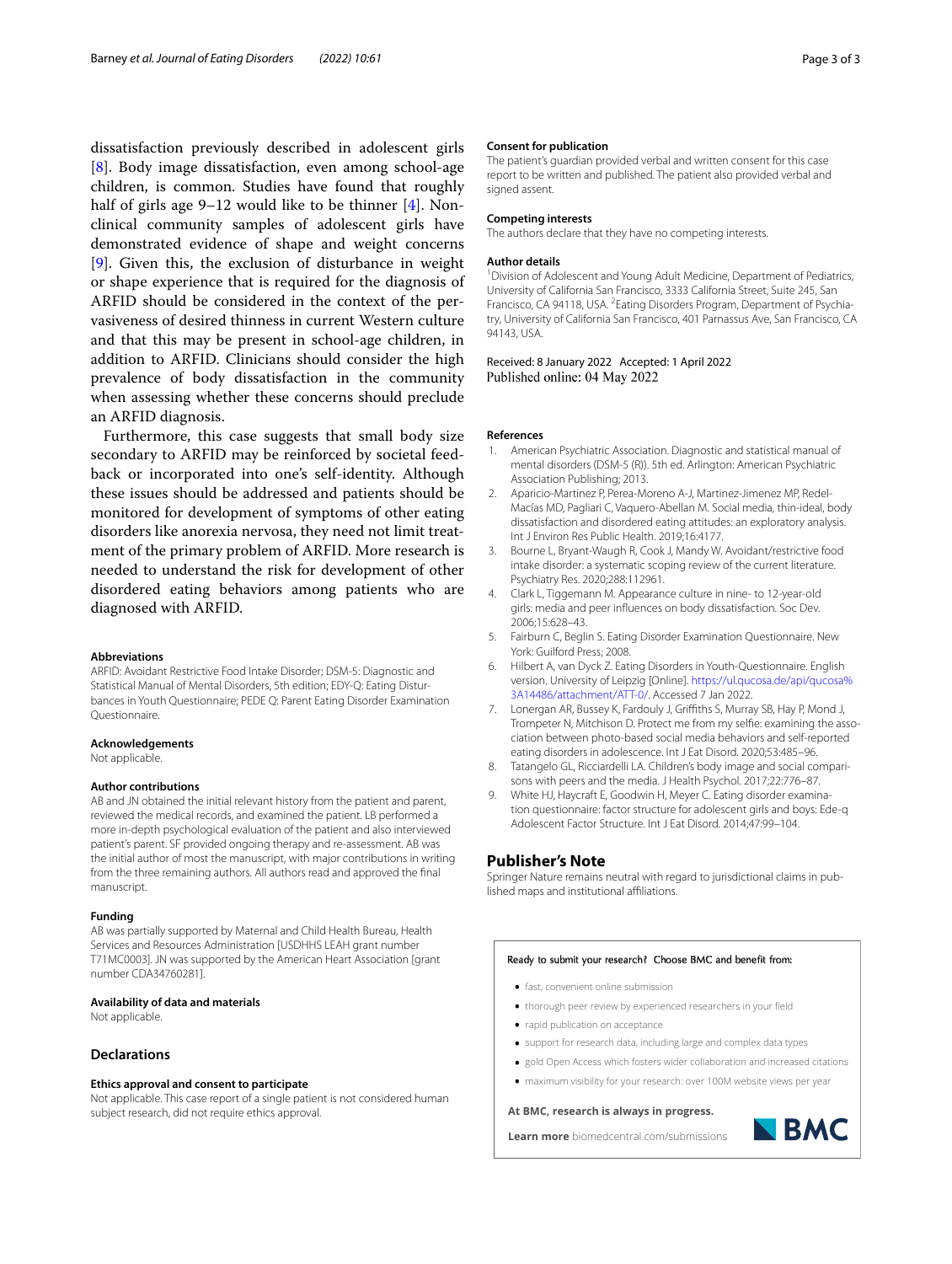dissatisfaction previously described in adolescent girls [8]. Body image dissatisfaction, even among school-age children, is common. Studies have found that roughly half of girls age 9–12 would like to be thinner [4]. Non-clinical community samples of adolescent girls have demonstrated evidence of shape and weight concerns [9]. Given this, the exclusion of disturbance in weight or shape experience that is required for the diagnosis of ARFID should be considered in the context of the pervasiveness of desired thinness in current Western culture and that this may be present in school-age children, in addition to ARFID. Clinicians should consider the high prevalence of body dissatisfaction in the community when assessing whether these concerns should preclude an ARFID diagnosis.

Furthermore, this case suggests that small body size secondary to ARFID may be reinforced by societal feedback or incorporated into one's self-identity. Although these issues should be addressed and patients should be monitored for development of symptoms of other eating disorders like anorexia nervosa, they need not limit treatment of the primary problem of ARFID. More research is needed to understand the risk for development of other disordered eating behaviors among patients who are diagnosed with ARFID.

#### Abbreviations
ARFID: Avoidant Restrictive Food Intake Disorder; DSM-5: Diagnostic and Statistical Manual of Mental Disorders, 5th edition; EDY-Q: Eating Disturbances in Youth Questionnaire; PEDE Q: Parent Eating Disorder Examination Questionnaire.

#### Acknowledgements
Not applicable.

#### Author contributions
AB and JN obtained the initial relevant history from the patient and parent, reviewed the medical records, and examined the patient. LB performed a more in-depth psychological evaluation of the patient and also interviewed patient's parent. SF provided ongoing therapy and re-assessment. AB was the initial author of most the manuscript, with major contributions in writing from the three remaining authors. All authors read and approved the final manuscript.

#### Funding
AB was partially supported by Maternal and Child Health Bureau, Health Services and Resources Administration [USDHHS LEAH grant number T71MC0003]. JN was supported by the American Heart Association [grant number CDA34760281].

#### Availability of data and materials
Not applicable.

### Declarations

#### Ethics approval and consent to participate
Not applicable. This case report of a single patient is not considered human subject research, did not require ethics approval.

#### Consent for publication
The patient's guardian provided verbal and written consent for this case report to be written and published. The patient also provided verbal and signed assent.

#### Competing interests
The authors declare that they have no competing interests.

#### Author details
[1]Division of Adolescent and Young Adult Medicine, Department of Pediatrics, University of California San Francisco, 3333 California Street, Suite 245, San Francisco, CA 94118, USA. [2]Eating Disorders Program, Department of Psychiatry, University of California San Francisco, 401 Parnassus Ave, San Francisco, CA 94143, USA.

Received: 8 January 2022 Accepted: 1 April 2022
Published online: 04 May 2022

#### References
1. American Psychiatric Association. Diagnostic and statistical manual of mental disorders (DSM-5 (R)). 5th ed. Arlington: American Psychiatric Association Publishing; 2013.
2. Aparicio-Martinez P, Perea-Moreno A-J, Martinez-Jimenez MP, Redel-Macías MD, Pagliari C, Vaquero-Abellan M. Social media, thin-ideal, body dissatisfaction and disordered eating attitudes: an exploratory analysis. Int J Environ Res Public Health. 2019;16:4177.
3. Bourne L, Bryant-Waugh R, Cook J, Mandy W. Avoidant/restrictive food intake disorder: a systematic scoping review of the current literature. Psychiatry Res. 2020;288:112961.
4. Clark L, Tiggemann M. Appearance culture in nine- to 12-year-old girls: media and peer influences on body dissatisfaction. Soc Dev. 2006;15:628–43.
5. Fairburn C, Beglin S. Eating Disorder Examination Questionnaire. New York: Guilford Press; 2008.
6. Hilbert A, van Dyck Z. Eating Disorders in Youth-Questionnaire. English version. University of Leipzig [Online]. https://ul.qucosa.de/api/qucosa%3A14486/attachment/ATT-0/. Accessed 7 Jan 2022.
7. Lonergan AR, Bussey K, Fardouly J, Griffiths S, Murray SB, Hay P, Mond J, Trompeter N, Mitchison D. Protect me from my selfie: examining the association between photo-based social media behaviors and self-reported eating disorders in adolescence. Int J Eat Disord. 2020;53:485–96.
8. Tatangelo GL, Ricciardelli LA. Children's body image and social comparisons with peers and the media. J Health Psychol. 2017;22:776–87.
9. White HJ, Haycraft E, Goodwin H, Meyer C. Eating disorder examination questionnaire: factor structure for adolescent girls and boys: Ede-q Adolescent Factor Structure. Int J Eat Disord. 2014;47:99–104.

### Publisher's Note
Springer Nature remains neutral with regard to jurisdictional claims in published maps and institutional affiliations.

Ready to submit your research? Choose BMC and benefit from:

- fast, convenient online submission
- thorough peer review by experienced researchers in your field
- rapid publication on acceptance
- support for research data, including large and complex data types
- gold Open Access which fosters wider collaboration and increased citations
- maximum visibility for your research: over 100M website views per year

**At BMC, research is always in progress.**

**Learn more** biomedcentral.com/submissions

BMC